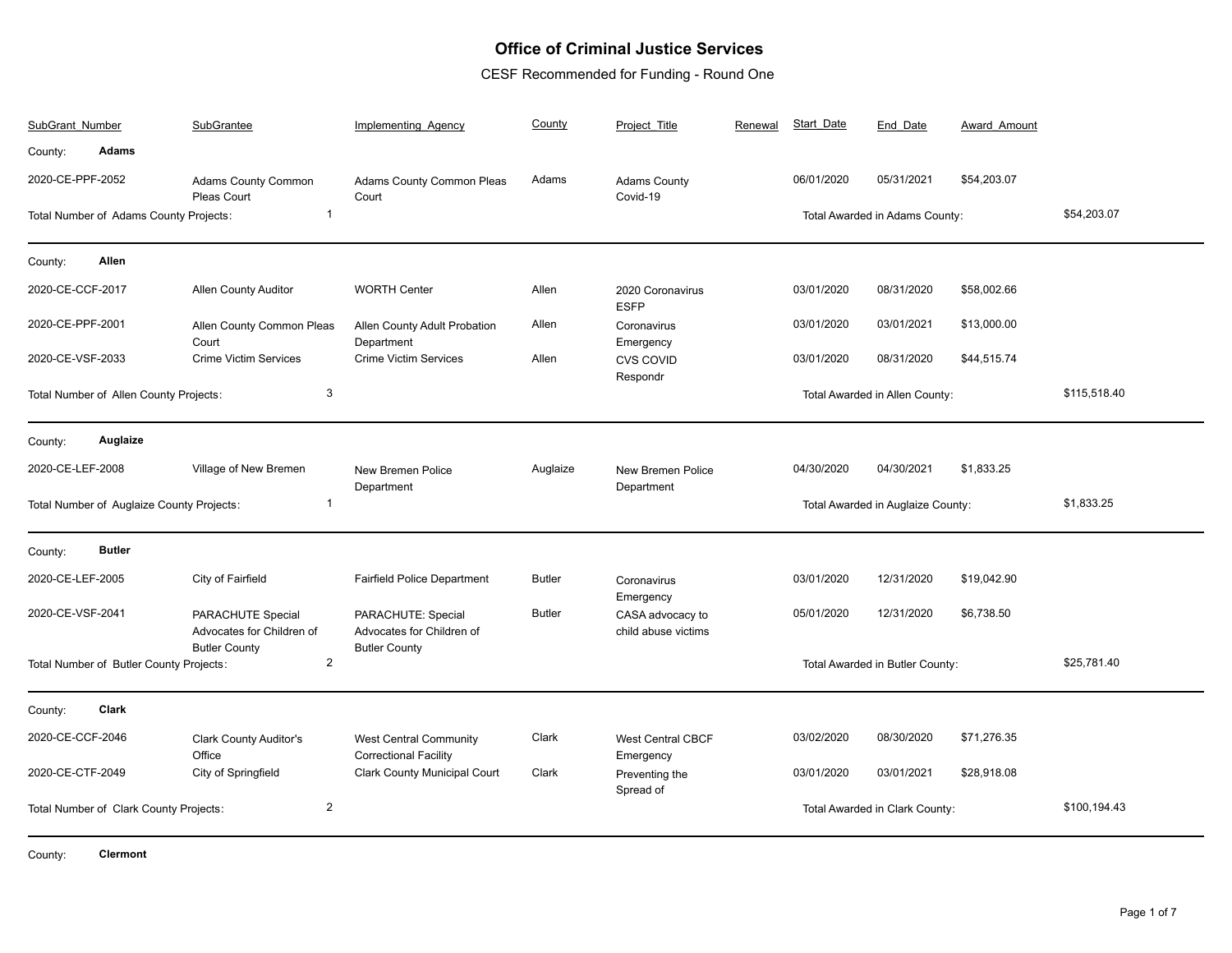# Office of Criminal Justice Services

## CESF Recommended for Funding - Round One

| SubGrant_Number | SubGrantee | Implementing_Agency | County | Project_Title | Renewal | Start_Date | End_Date | Award_Amount | |
|---|---|---|---|---|---|---|---|---|---|
| **County: Adams** | | | | | | | | | |
| 2020-CE-PPF-2052 | Adams County Common Pleas Court | Adams County Common Pleas Court | Adams | Adams County Covid-19 | | 06/01/2020 | 05/31/2021 | $54,203.07 | |
| Total Number of Adams County Projects: | 1 | | | | | Total Awarded in Adams County: | | | $54,203.07 |
| **County: Allen** | | | | | | | | | |
| 2020-CE-CCF-2017 | Allen County Auditor | WORTH Center | Allen | 2020 Coronavirus ESFP | | 03/01/2020 | 08/31/2020 | $58,002.66 | |
| 2020-CE-PPF-2001 | Allen County Common Pleas Court | Allen County Adult Probation Department | Allen | Coronavirus Emergency | | 03/01/2020 | 03/01/2021 | $13,000.00 | |
| 2020-CE-VSF-2033 | Crime Victim Services | Crime Victim Services | Allen | CVS COVID Respondr | | 03/01/2020 | 08/31/2020 | $44,515.74 | |
| Total Number of Allen County Projects: | 3 | | | | | Total Awarded in Allen County: | | | $115,518.40 |
| **County: Auglaize** | | | | | | | | | |
| 2020-CE-LEF-2008 | Village of New Bremen | New Bremen Police Department | Auglaize | New Bremen Police Department | | 04/30/2020 | 04/30/2021 | $1,833.25 | |
| Total Number of Auglaize County Projects: | 1 | | | | | Total Awarded in Auglaize County: | | | $1,833.25 |
| **County: Butler** | | | | | | | | | |
| 2020-CE-LEF-2005 | City of Fairfield | Fairfield Police Department | Butler | Coronavirus Emergency | | 03/01/2020 | 12/31/2020 | $19,042.90 | |
| 2020-CE-VSF-2041 | PARACHUTE Special Advocates for Children of Butler County | PARACHUTE: Special Advocates for Children of Butler County | Butler | CASA advocacy to child abuse victims | | 05/01/2020 | 12/31/2020 | $6,738.50 | |
| Total Number of Butler County Projects: | 2 | | | | | Total Awarded in Butler County: | | | $25,781.40 |
| **County: Clark** | | | | | | | | | |
| 2020-CE-CCF-2046 | Clark County Auditor's Office | West Central Community Correctional Facility | Clark | West Central CBCF Emergency | | 03/02/2020 | 08/30/2020 | $71,276.35 | |
| 2020-CE-CTF-2049 | City of Springfield | Clark County Municipal Court | Clark | Preventing the Spread of | | 03/01/2020 | 03/01/2021 | $28,918.08 | |
| Total Number of Clark County Projects: | 2 | | | | | Total Awarded in Clark County: | | | $100,194.43 |
| **County: Clermont** | | | | | | | | | |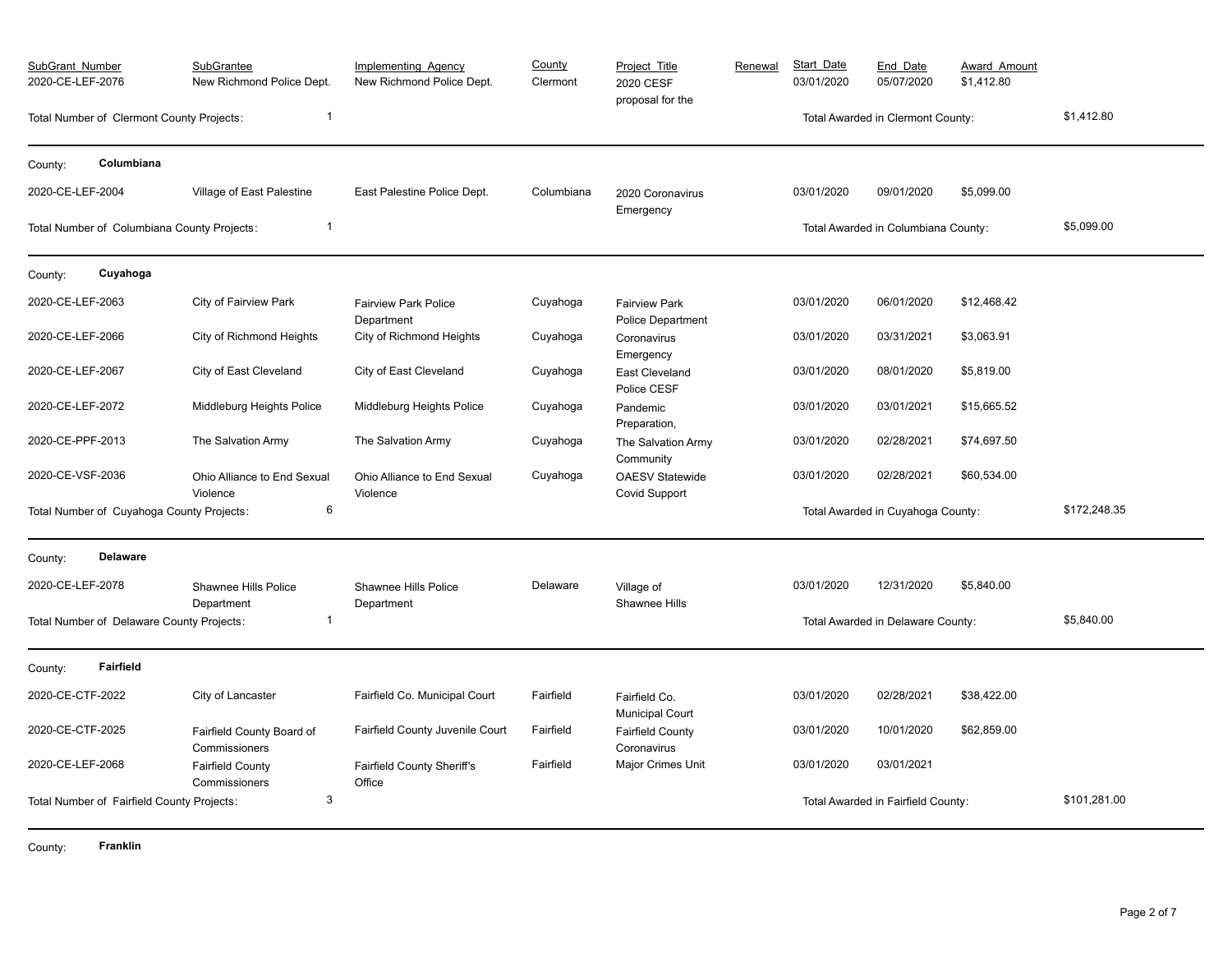| SubGrant_Number | SubGrantee | Implementing_Agency | County | Project_Title | Renewal | Start_Date | End_Date | Award_Amount | |
|---|---|---|---|---|---|---|---|---|---|
| 2020-CE-LEF-2076 | New Richmond Police Dept. | New Richmond Police Dept. | Clermont | 2020 CESF proposal for the | | 03/01/2020 | 05/07/2020 | $1,412.80 | |
| Total Number of Clermont County Projects: | 1 | | | | | Total Awarded in Clermont County: | | | $1,412.80 |
| **County: Columbiana** | | | | | | | | | |
| 2020-CE-LEF-2004 | Village of East Palestine | East Palestine Police Dept. | Columbiana | 2020 Coronavirus Emergency | | 03/01/2020 | 09/01/2020 | $5,099.00 | |
| Total Number of Columbiana County Projects: | 1 | | | | | Total Awarded in Columbiana County: | | | $5,099.00 |
| **County: Cuyahoga** | | | | | | | | | |
| 2020-CE-LEF-2063 | City of Fairview Park | Fairview Park Police Department | Cuyahoga | Fairview Park Police Department | | 03/01/2020 | 06/01/2020 | $12,468.42 | |
| 2020-CE-LEF-2066 | City of Richmond Heights | City of Richmond Heights | Cuyahoga | Coronavirus Emergency | | 03/01/2020 | 03/31/2021 | $3,063.91 | |
| 2020-CE-LEF-2067 | City of East Cleveland | City of East Cleveland | Cuyahoga | East Cleveland Police CESF | | 03/01/2020 | 08/01/2020 | $5,819.00 | |
| 2020-CE-LEF-2072 | Middleburg Heights Police | Middleburg Heights Police | Cuyahoga | Pandemic Preparation, | | 03/01/2020 | 03/01/2021 | $15,665.52 | |
| 2020-CE-PPF-2013 | The Salvation Army | The Salvation Army | Cuyahoga | The Salvation Army Community | | 03/01/2020 | 02/28/2021 | $74,697.50 | |
| 2020-CE-VSF-2036 | Ohio Alliance to End Sexual Violence | Ohio Alliance to End Sexual Violence | Cuyahoga | OAESV Statewide Covid Support | | 03/01/2020 | 02/28/2021 | $60,534.00 | |
| Total Number of Cuyahoga County Projects: | 6 | | | | | Total Awarded in Cuyahoga County: | | | $172,248.35 |
| **County: Delaware** | | | | | | | | | |
| 2020-CE-LEF-2078 | Shawnee Hills Police Department | Shawnee Hills Police Department | Delaware | Village of Shawnee Hills | | 03/01/2020 | 12/31/2020 | $5,840.00 | |
| Total Number of Delaware County Projects: | 1 | | | | | Total Awarded in Delaware County: | | | $5,840.00 |
| **County: Fairfield** | | | | | | | | | |
| 2020-CE-CTF-2022 | City of Lancaster | Fairfield Co. Municipal Court | Fairfield | Fairfield Co. Municipal Court | | 03/01/2020 | 02/28/2021 | $38,422.00 | |
| 2020-CE-CTF-2025 | Fairfield County Board of Commissioners | Fairfield County Juvenile Court | Fairfield | Fairfield County Coronavirus | | 03/01/2020 | 10/01/2020 | $62,859.00 | |
| 2020-CE-LEF-2068 | Fairfield County Commissioners | Fairfield County Sheriff's Office | Fairfield | Major Crimes Unit | | 03/01/2020 | 03/01/2021 | | |
| Total Number of Fairfield County Projects: | 3 | | | | | Total Awarded in Fairfield County: | | | $101,281.00 |

County: **Franklin**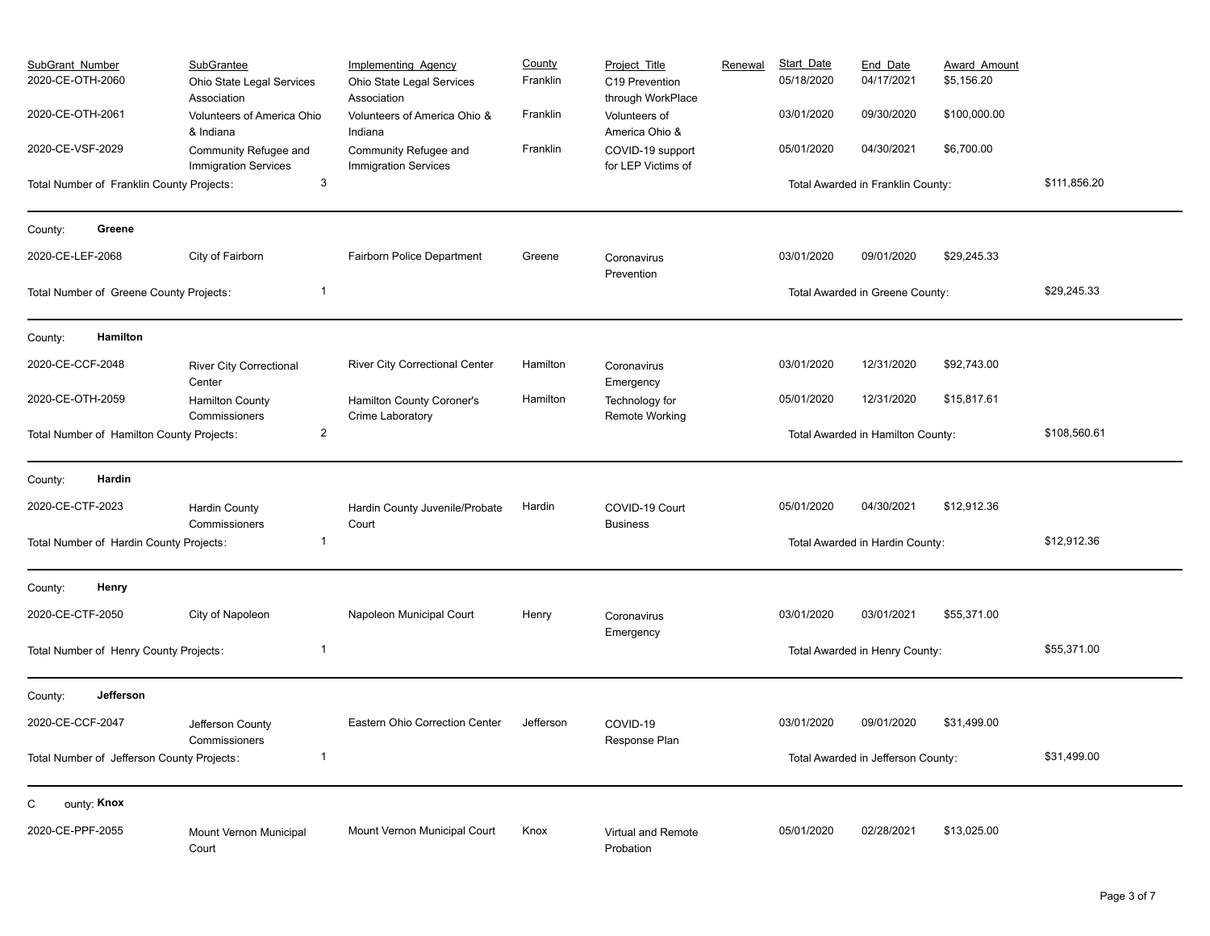| SubGrant Number | SubGrantee | Implementing Agency | County | Project Title | Renewal | Start Date | End Date | Award Amount | |
|---|---|---|---|---|---|---|---|---|---|
| 2020-CE-OTH-2060 | Ohio State Legal Services Association | Ohio State Legal Services Association | Franklin | C19 Prevention through WorkPlace | | 05/18/2020 | 04/17/2021 | $5,156.20 | |
| 2020-CE-OTH-2061 | Volunteers of America Ohio & Indiana | Volunteers of America Ohio & Indiana | Franklin | Volunteers of America Ohio & | | 03/01/2020 | 09/30/2020 | $100,000.00 | |
| 2020-CE-VSF-2029 | Community Refugee and Immigration Services | Community Refugee and Immigration Services | Franklin | COVID-19 support for LEP Victims of | | 05/01/2020 | 04/30/2021 | $6,700.00 | |
| Total Number of Franklin County Projects: | 3 | | | | | Total Awarded in Franklin County: | | | $111,856.20 |

County: **Greene**

| SubGrant Number | SubGrantee | Implementing Agency | County | Project Title | Renewal | Start Date | End Date | Award Amount | |
|---|---|---|---|---|---|---|---|---|---|
| 2020-CE-LEF-2068 | City of Fairborn | Fairborn Police Department | Greene | Coronavirus Prevention | | 03/01/2020 | 09/01/2020 | $29,245.33 | |
| Total Number of Greene County Projects: | 1 | | | | | Total Awarded in Greene County: | | | $29,245.33 |

County: **Hamilton**

| SubGrant Number | SubGrantee | Implementing Agency | County | Project Title | Renewal | Start Date | End Date | Award Amount | |
|---|---|---|---|---|---|---|---|---|---|
| 2020-CE-CCF-2048 | River City Correctional Center | River City Correctional Center | Hamilton | Coronavirus Emergency | | 03/01/2020 | 12/31/2020 | $92,743.00 | |
| 2020-CE-OTH-2059 | Hamilton County Commissioners | Hamilton County Coroner's Crime Laboratory | Hamilton | Technology for Remote Working | | 05/01/2020 | 12/31/2020 | $15,817.61 | |
| Total Number of Hamilton County Projects: | 2 | | | | | Total Awarded in Hamilton County: | | | $108,560.61 |

County: **Hardin**

| SubGrant Number | SubGrantee | Implementing Agency | County | Project Title | Renewal | Start Date | End Date | Award Amount | |
|---|---|---|---|---|---|---|---|---|---|
| 2020-CE-CTF-2023 | Hardin County Commissioners | Hardin County Juvenile/Probate Court | Hardin | COVID-19 Court Business | | 05/01/2020 | 04/30/2021 | $12,912.36 | |
| Total Number of Hardin County Projects: | 1 | | | | | Total Awarded in Hardin County: | | | $12,912.36 |

County: **Henry**

| SubGrant Number | SubGrantee | Implementing Agency | County | Project Title | Renewal | Start Date | End Date | Award Amount | |
|---|---|---|---|---|---|---|---|---|---|
| 2020-CE-CTF-2050 | City of Napoleon | Napoleon Municipal Court | Henry | Coronavirus Emergency | | 03/01/2020 | 03/01/2021 | $55,371.00 | |
| Total Number of Henry County Projects: | 1 | | | | | Total Awarded in Henry County: | | | $55,371.00 |

County: **Jefferson**

| SubGrant Number | SubGrantee | Implementing Agency | County | Project Title | Renewal | Start Date | End Date | Award Amount | |
|---|---|---|---|---|---|---|---|---|---|
| 2020-CE-CCF-2047 | Jefferson County Commissioners | Eastern Ohio Correction Center | Jefferson | COVID-19 Response Plan | | 03/01/2020 | 09/01/2020 | $31,499.00 | |
| Total Number of Jefferson County Projects: | 1 | | | | | Total Awarded in Jefferson County: | | | $31,499.00 |

County: **Knox**

| SubGrant Number | SubGrantee | Implementing Agency | County | Project Title | Renewal | Start Date | End Date | Award Amount |
|---|---|---|---|---|---|---|---|---|
| 2020-CE-PPF-2055 | Mount Vernon Municipal Court | Mount Vernon Municipal Court | Knox | Virtual and Remote Probation | | 05/01/2020 | 02/28/2021 | $13,025.00 |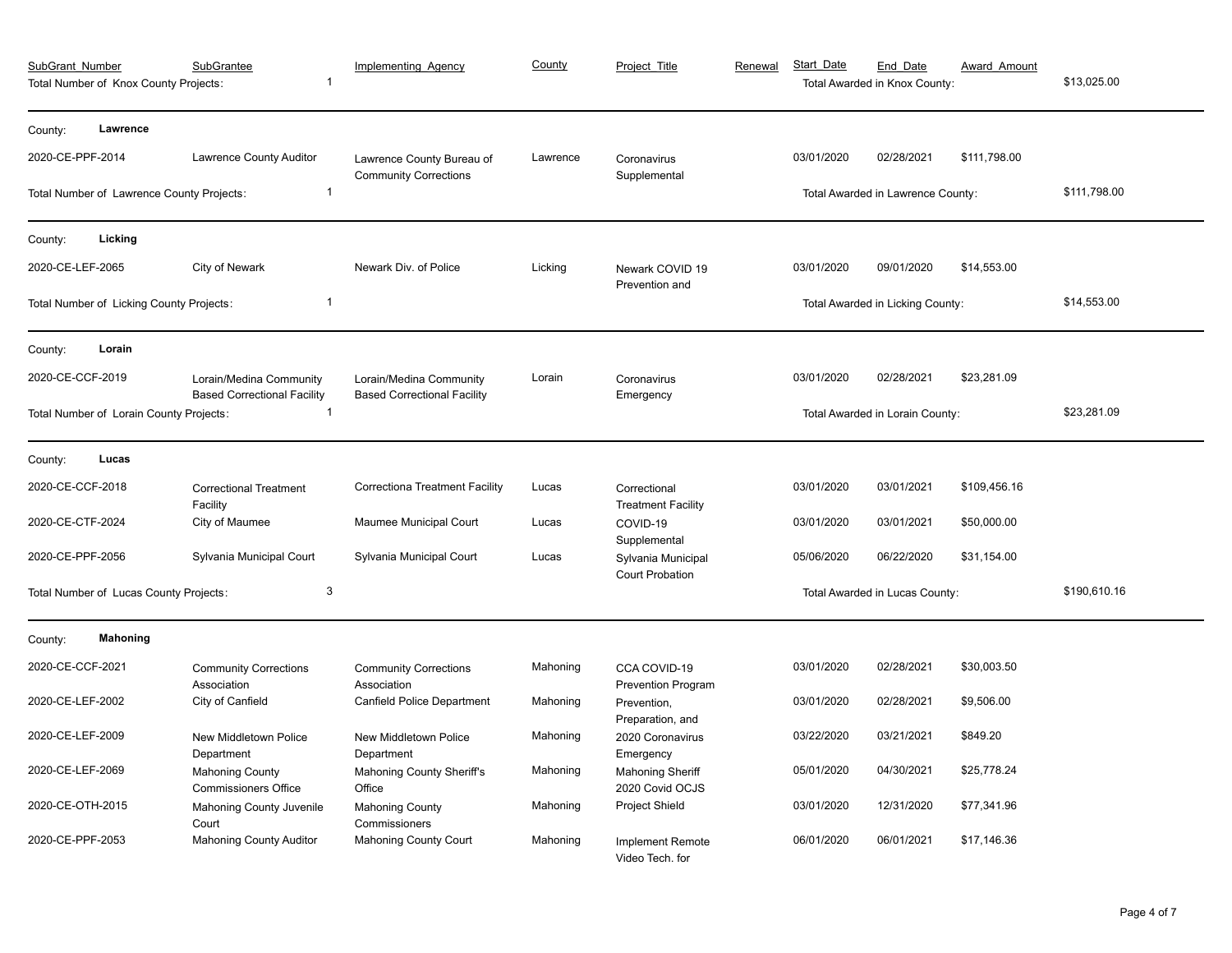| SubGrant_Number | SubGrantee | Implementing_Agency | County | Project_Title | Renewal | Start_Date | End_Date | Award_Amount | |
|---|---|---|---|---|---|---|---|---|---|
| Total Number of Knox County Projects: | 1 | | | | | Total Awarded in Knox County: | | | $13,025.00 |
| **County: Lawrence** | | | | | | | | | |
| 2020-CE-PPF-2014 | Lawrence County Auditor | Lawrence County Bureau of Community Corrections | Lawrence | Coronavirus Supplemental | | 03/01/2020 | 02/28/2021 | $111,798.00 | |
| Total Number of Lawrence County Projects: | 1 | | | | | Total Awarded in Lawrence County: | | | $111,798.00 |
| **County: Licking** | | | | | | | | | |
| 2020-CE-LEF-2065 | City of Newark | Newark Div. of Police | Licking | Newark COVID 19 Prevention and | | 03/01/2020 | 09/01/2020 | $14,553.00 | |
| Total Number of Licking County Projects: | 1 | | | | | Total Awarded in Licking County: | | | $14,553.00 |
| **County: Lorain** | | | | | | | | | |
| 2020-CE-CCF-2019 | Lorain/Medina Community Based Correctional Facility | Lorain/Medina Community Based Correctional Facility | Lorain | Coronavirus Emergency | | 03/01/2020 | 02/28/2021 | $23,281.09 | |
| Total Number of Lorain County Projects: | 1 | | | | | Total Awarded in Lorain County: | | | $23,281.09 |
| **County: Lucas** | | | | | | | | | |
| 2020-CE-CCF-2018 | Correctional Treatment Facility | Correctiona Treatment Facility | Lucas | Correctional Treatment Facility | | 03/01/2020 | 03/01/2021 | $109,456.16 | |
| 2020-CE-CTF-2024 | City of Maumee | Maumee Municipal Court | Lucas | COVID-19 Supplemental | | 03/01/2020 | 03/01/2021 | $50,000.00 | |
| 2020-CE-PPF-2056 | Sylvania Municipal Court | Sylvania Municipal Court | Lucas | Sylvania Municipal Court Probation | | 05/06/2020 | 06/22/2020 | $31,154.00 | |
| Total Number of Lucas County Projects: | 3 | | | | | Total Awarded in Lucas County: | | | $190,610.16 |
| **County: Mahoning** | | | | | | | | | |
| 2020-CE-CCF-2021 | Community Corrections Association | Community Corrections Association | Mahoning | CCA COVID-19 Prevention Program | | 03/01/2020 | 02/28/2021 | $30,003.50 | |
| 2020-CE-LEF-2002 | City of Canfield | Canfield Police Department | Mahoning | Prevention, Preparation, and | | 03/01/2020 | 02/28/2021 | $9,506.00 | |
| 2020-CE-LEF-2009 | New Middletown Police Department | New Middletown Police Department | Mahoning | 2020 Coronavirus Emergency | | 03/22/2020 | 03/21/2021 | $849.20 | |
| 2020-CE-LEF-2069 | Mahoning County Commissioners Office | Mahoning County Sheriff's Office | Mahoning | Mahoning Sheriff 2020 Covid OCJS | | 05/01/2020 | 04/30/2021 | $25,778.24 | |
| 2020-CE-OTH-2015 | Mahoning County Juvenile Court | Mahoning County Commissioners | Mahoning | Project Shield | | 03/01/2020 | 12/31/2020 | $77,341.96 | |
| 2020-CE-PPF-2053 | Mahoning County Auditor | Mahoning County Court | Mahoning | Implement Remote Video Tech. for | | 06/01/2020 | 06/01/2021 | $17,146.36 | |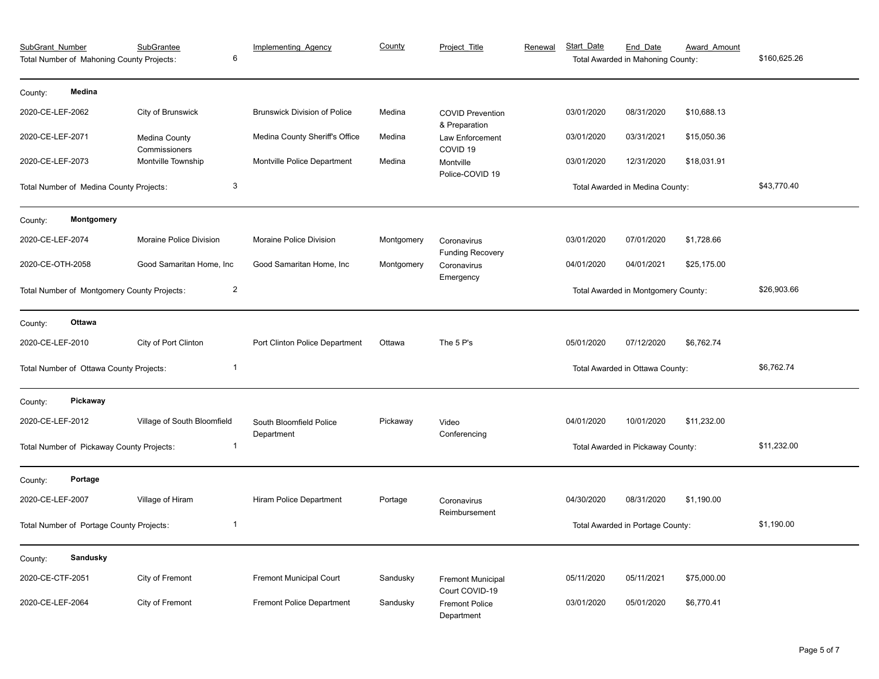| SubGrant_Number | SubGrantee | Implementing_Agency | County | Project_Title | Renewal | Start_Date | End_Date | Award_Amount | |
|---|---|---|---|---|---|---|---|---|---|
| Total Number of Mahoning County Projects: | 6 | | | | | Total Awarded in Mahoning County: | | | $160,625.26 |
| County: **Medina** | | | | | | | | | |
| 2020-CE-LEF-2062 | City of Brunswick | Brunswick Division of Police | Medina | COVID Prevention & Preparation | | 03/01/2020 | 08/31/2020 | $10,688.13 | |
| 2020-CE-LEF-2071 | Medina County Commissioners | Medina County Sheriff's Office | Medina | Law Enforcement COVID 19 | | 03/01/2020 | 03/31/2021 | $15,050.36 | |
| 2020-CE-LEF-2073 | Montville Township | Montville Police Department | Medina | Montville Police-COVID 19 | | 03/01/2020 | 12/31/2020 | $18,031.91 | |
| Total Number of Medina County Projects: | 3 | | | | | Total Awarded in Medina County: | | | $43,770.40 |
| County: **Montgomery** | | | | | | | | | |
| 2020-CE-LEF-2074 | Moraine Police Division | Moraine Police Division | Montgomery | Coronavirus Funding Recovery | | 03/01/2020 | 07/01/2020 | $1,728.66 | |
| 2020-CE-OTH-2058 | Good Samaritan Home, Inc | Good Samaritan Home, Inc | Montgomery | Coronavirus Emergency | | 04/01/2020 | 04/01/2021 | $25,175.00 | |
| Total Number of Montgomery County Projects: | 2 | | | | | Total Awarded in Montgomery County: | | | $26,903.66 |
| County: **Ottawa** | | | | | | | | | |
| 2020-CE-LEF-2010 | City of Port Clinton | Port Clinton Police Department | Ottawa | The 5 P's | | 05/01/2020 | 07/12/2020 | $6,762.74 | |
| Total Number of Ottawa County Projects: | 1 | | | | | Total Awarded in Ottawa County: | | | $6,762.74 |
| County: **Pickaway** | | | | | | | | | |
| 2020-CE-LEF-2012 | Village of South Bloomfield | South Bloomfield Police Department | Pickaway | Video Conferencing | | 04/01/2020 | 10/01/2020 | $11,232.00 | |
| Total Number of Pickaway County Projects: | 1 | | | | | Total Awarded in Pickaway County: | | | $11,232.00 |
| County: **Portage** | | | | | | | | | |
| 2020-CE-LEF-2007 | Village of Hiram | Hiram Police Department | Portage | Coronavirus Reimbursement | | 04/30/2020 | 08/31/2020 | $1,190.00 | |
| Total Number of Portage County Projects: | 1 | | | | | Total Awarded in Portage County: | | | $1,190.00 |
| County: **Sandusky** | | | | | | | | | |
| 2020-CE-CTF-2051 | City of Fremont | Fremont Municipal Court | Sandusky | Fremont Municipal Court COVID-19 | | 05/11/2020 | 05/11/2021 | $75,000.00 | |
| 2020-CE-LEF-2064 | City of Fremont | Fremont Police Department | Sandusky | Fremont Police Department | | 03/01/2020 | 05/01/2020 | $6,770.41 | |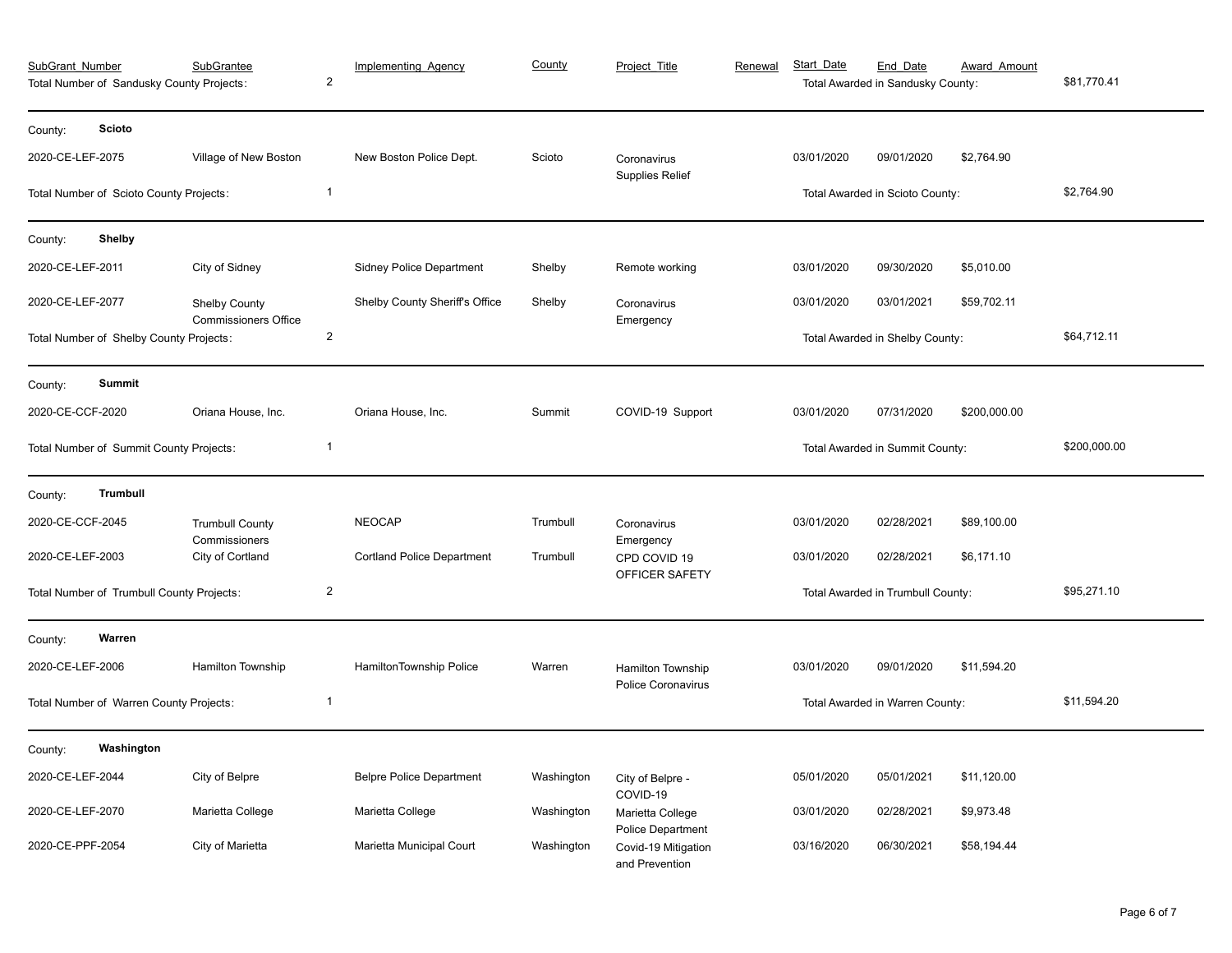| SubGrant_Number | SubGrantee | | Implementing_Agency | County | Project_Title | Renewal | Start_Date | End_Date | Award_Amount | |
|---|---|---|---|---|---|---|---|---|---|---|
| Total Number of Sandusky County Projects: | | 2 | | | | | Total Awarded in Sandusky County: | | | $81,770.41 |
| County: **Scioto** | | | | | | | | | | |
| 2020-CE-LEF-2075 | Village of New Boston | | New Boston Police Dept. | Scioto | Coronavirus Supplies Relief | | 03/01/2020 | 09/01/2020 | $2,764.90 | |
| Total Number of Scioto County Projects: | | 1 | | | | | Total Awarded in Scioto County: | | | $2,764.90 |
| County: **Shelby** | | | | | | | | | | |
| 2020-CE-LEF-2011 | City of Sidney | | Sidney Police Department | Shelby | Remote working | | 03/01/2020 | 09/30/2020 | $5,010.00 | |
| 2020-CE-LEF-2077 | Shelby County Commissioners Office | | Shelby County Sheriff's Office | Shelby | Coronavirus Emergency | | 03/01/2020 | 03/01/2021 | $59,702.11 | |
| Total Number of Shelby County Projects: | | 2 | | | | | Total Awarded in Shelby County: | | | $64,712.11 |
| County: **Summit** | | | | | | | | | | |
| 2020-CE-CCF-2020 | Oriana House, Inc. | | Oriana House, Inc. | Summit | COVID-19 Support | | 03/01/2020 | 07/31/2020 | $200,000.00 | |
| Total Number of Summit County Projects: | | 1 | | | | | Total Awarded in Summit County: | | | $200,000.00 |
| County: **Trumbull** | | | | | | | | | | |
| 2020-CE-CCF-2045 | Trumbull County Commissioners | | NEOCAP | Trumbull | Coronavirus Emergency | | 03/01/2020 | 02/28/2021 | $89,100.00 | |
| 2020-CE-LEF-2003 | City of Cortland | | Cortland Police Department | Trumbull | CPD COVID 19 OFFICER SAFETY | | 03/01/2020 | 02/28/2021 | $6,171.10 | |
| Total Number of Trumbull County Projects: | | 2 | | | | | Total Awarded in Trumbull County: | | | $95,271.10 |
| County: **Warren** | | | | | | | | | | |
| 2020-CE-LEF-2006 | Hamilton Township | | HamiltonTownship Police | Warren | Hamilton Township Police Coronavirus | | 03/01/2020 | 09/01/2020 | $11,594.20 | |
| Total Number of Warren County Projects: | | 1 | | | | | Total Awarded in Warren County: | | | $11,594.20 |
| County: **Washington** | | | | | | | | | | |
| 2020-CE-LEF-2044 | City of Belpre | | Belpre Police Department | Washington | City of Belpre - COVID-19 | | 05/01/2020 | 05/01/2021 | $11,120.00 | |
| 2020-CE-LEF-2070 | Marietta College | | Marietta College | Washington | Marietta College Police Department | | 03/01/2020 | 02/28/2021 | $9,973.48 | |
| 2020-CE-PPF-2054 | City of Marietta | | Marietta Municipal Court | Washington | Covid-19 Mitigation and Prevention | | 03/16/2020 | 06/30/2021 | $58,194.44 | |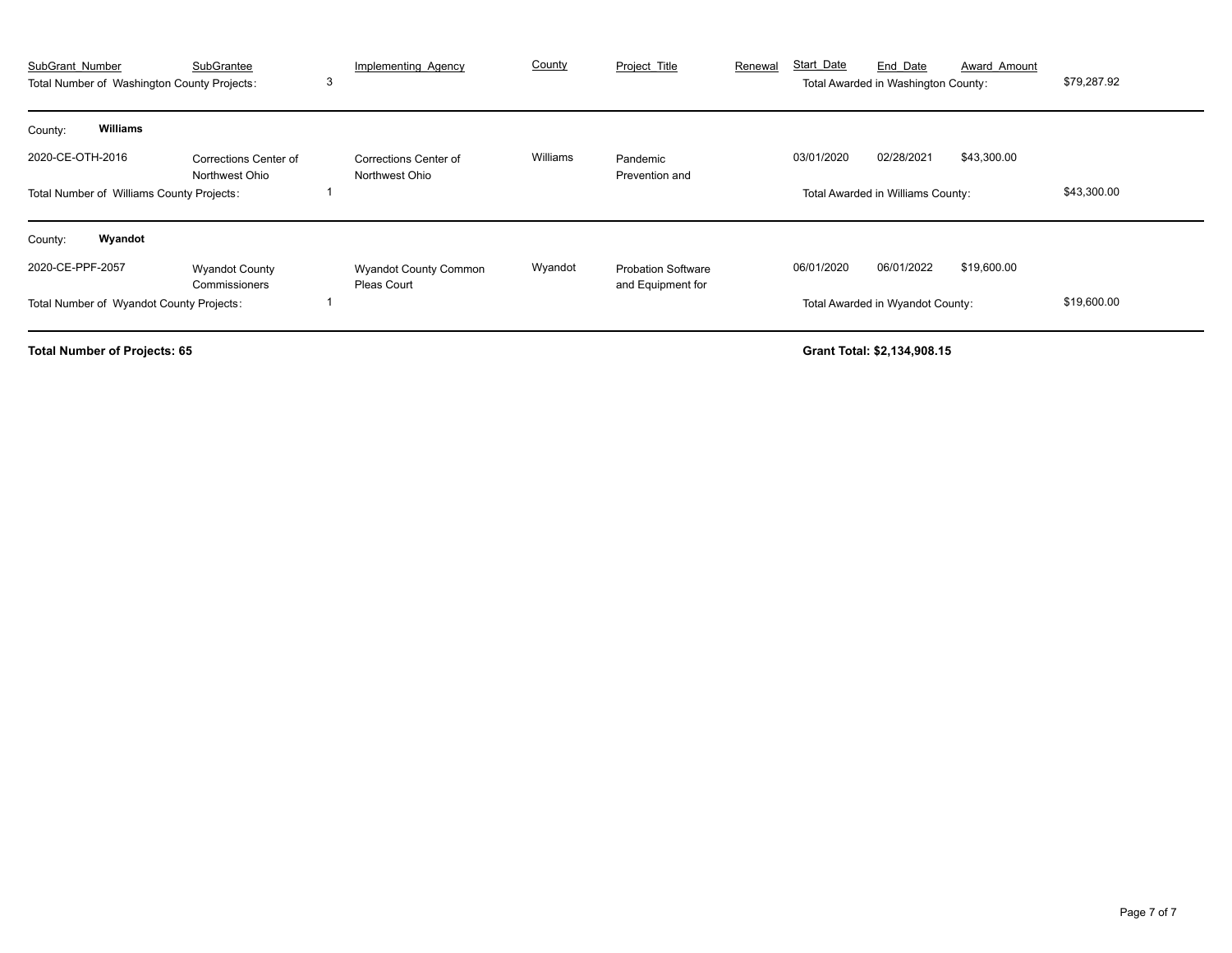| SubGrant_Number | SubGrantee | | Implementing_Agency | County | Project_Title | Renewal | Start_Date | End_Date | Award_Amount | |
|---|---|---|---|---|---|---|---|---|---|---|
| Total Number of Washington County Projects: | | 3 | | | | | Total Awarded in Washington County: | | | $79,287.92 |
| **County: Williams** | | | | | | | | | | |
| 2020-CE-OTH-2016 | Corrections Center of Northwest Ohio | | Corrections Center of Northwest Ohio | Williams | Pandemic Prevention and | | 03/01/2020 | 02/28/2021 | $43,300.00 | |
| Total Number of Williams County Projects: | | 1 | | | | | Total Awarded in Williams County: | | | $43,300.00 |
| **County: Wyandot** | | | | | | | | | | |
| 2020-CE-PPF-2057 | Wyandot County Commissioners | | Wyandot County Common Pleas Court | Wyandot | Probation Software and Equipment for | | 06/01/2020 | 06/01/2022 | $19,600.00 | |
| Total Number of Wyandot County Projects: | | 1 | | | | | Total Awarded in Wyandot County: | | | $19,600.00 |

**Total Number of Projects: 65**

**Grant Total: $2,134,908.15**